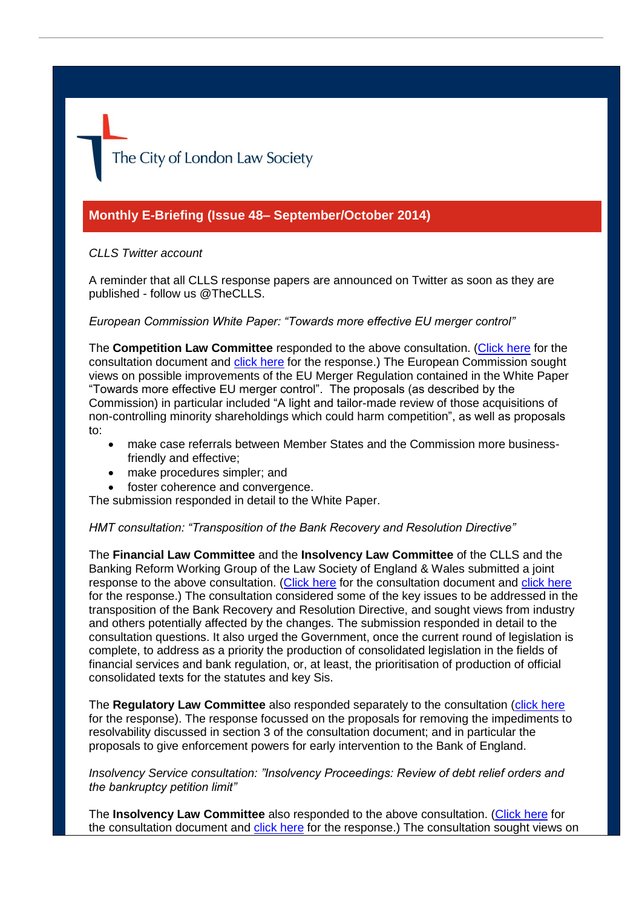The City of London Law Society

## Monthly E-Briefing (Issue 48– September/October 2014)

*CLLS Twitter account*

A reminder that all CLLS response papers are announced on Twitter as soon as they are published - follow us @TheCLLS.

*European Commission White Paper: "Towards more effective EU merger control"*

The **Competition Law Committee** responded to the above consultation. (Click here for the consultation document and click here for the response.) The European Commission sought views on possible improvements of the EU Merger Regulation contained in the White Paper "Towards more effective EU merger control". The proposals (as described by the Commission) in particular included "A light and tailor-made review of those acquisitions of non-controlling minority shareholdings which could harm competition", as well as proposals to:

- make case referrals between Member States and the Commission more business-friendly and effective;
- make procedures simpler; and
- foster coherence and convergence.

The submission responded in detail to the White Paper.

*HMT consultation: "Transposition of the Bank Recovery and Resolution Directive"*

The **Financial Law Committee** and the **Insolvency Law Committee** of the CLLS and the Banking Reform Working Group of the Law Society of England & Wales submitted a joint response to the above consultation. (Click here for the consultation document and click here for the response.) The consultation considered some of the key issues to be addressed in the transposition of the Bank Recovery and Resolution Directive, and sought views from industry and others potentially affected by the changes. The submission responded in detail to the consultation questions. It also urged the Government, once the current round of legislation is complete, to address as a priority the production of consolidated legislation in the fields of financial services and bank regulation, or, at least, the prioritisation of production of official consolidated texts for the statutes and key Sis.

The **Regulatory Law Committee** also responded separately to the consultation (click here for the response). The response focussed on the proposals for removing the impediments to resolvability discussed in section 3 of the consultation document; and in particular the proposals to give enforcement powers for early intervention to the Bank of England.

*Insolvency Service consultation: "Insolvency Proceedings: Review of debt relief orders and the bankruptcy petition limit"*

The **Insolvency Law Committee** also responded to the above consultation. (Click here for the consultation document and click here for the response.) The consultation sought views on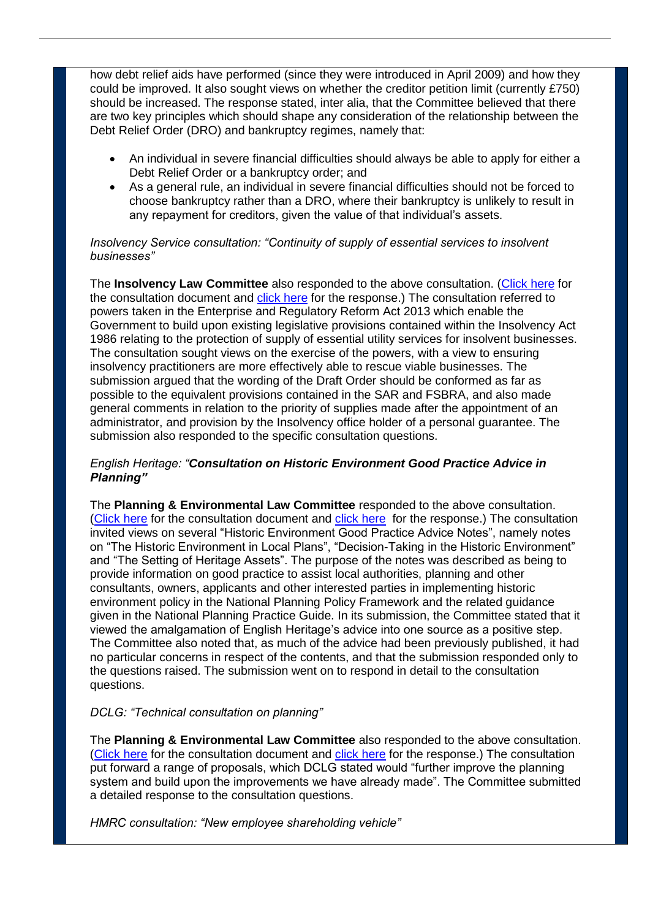how debt relief aids have performed (since they were introduced in April 2009) and how they could be improved. It also sought views on whether the creditor petition limit (currently £750) should be increased. The response stated, inter alia, that the Committee believed that there are two key principles which should shape any consideration of the relationship between the Debt Relief Order (DRO) and bankruptcy regimes, namely that:

- An individual in severe financial difficulties should always be able to apply for either a Debt Relief Order or a bankruptcy order; and
- As a general rule, an individual in severe financial difficulties should not be forced to choose bankruptcy rather than a DRO, where their bankruptcy is unlikely to result in any repayment for creditors, given the value of that individual's assets.

*Insolvency Service consultation: "Continuity of supply of essential services to insolvent businesses"*

The **Insolvency Law Committee** also responded to the above consultation. (Click here for the consultation document and click here for the response.) The consultation referred to powers taken in the Enterprise and Regulatory Reform Act 2013 which enable the Government to build upon existing legislative provisions contained within the Insolvency Act 1986 relating to the protection of supply of essential utility services for insolvent businesses. The consultation sought views on the exercise of the powers, with a view to ensuring insolvency practitioners are more effectively able to rescue viable businesses. The submission argued that the wording of the Draft Order should be conformed as far as possible to the equivalent provisions contained in the SAR and FSBRA, and also made general comments in relation to the priority of supplies made after the appointment of an administrator, and provision by the Insolvency office holder of a personal guarantee. The submission also responded to the specific consultation questions.

*English Heritage: "**Consultation on Historic Environment Good Practice Advice in Planning**"*

The **Planning & Environmental Law Committee** responded to the above consultation. (Click here for the consultation document and click here for the response.) The consultation invited views on several "Historic Environment Good Practice Advice Notes", namely notes on "The Historic Environment in Local Plans", "Decision-Taking in the Historic Environment" and "The Setting of Heritage Assets". The purpose of the notes was described as being to provide information on good practice to assist local authorities, planning and other consultants, owners, applicants and other interested parties in implementing historic environment policy in the National Planning Policy Framework and the related guidance given in the National Planning Practice Guide. In its submission, the Committee stated that it viewed the amalgamation of English Heritage's advice into one source as a positive step. The Committee also noted that, as much of the advice had been previously published, it had no particular concerns in respect of the contents, and that the submission responded only to the questions raised. The submission went on to respond in detail to the consultation questions.

*DCLG: "Technical consultation on planning"*

The **Planning & Environmental Law Committee** also responded to the above consultation. (Click here for the consultation document and click here for the response.) The consultation put forward a range of proposals, which DCLG stated would "further improve the planning system and build upon the improvements we have already made". The Committee submitted a detailed response to the consultation questions.

*HMRC consultation: "New employee shareholding vehicle"*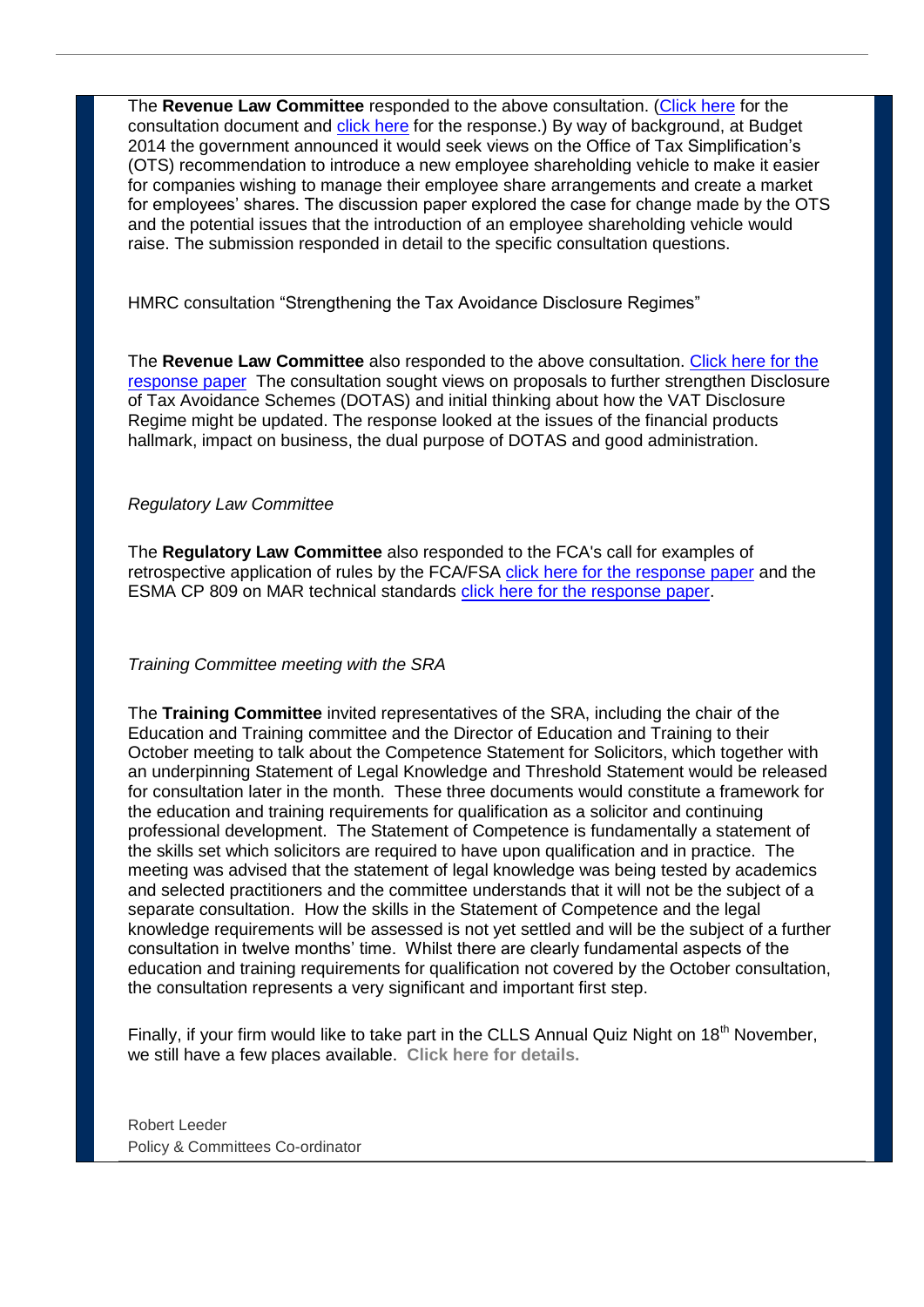The **Revenue Law Committee** responded to the above consultation. (Click here for the consultation document and click here for the response.) By way of background, at Budget 2014 the government announced it would seek views on the Office of Tax Simplification's (OTS) recommendation to introduce a new employee shareholding vehicle to make it easier for companies wishing to manage their employee share arrangements and create a market for employees' shares. The discussion paper explored the case for change made by the OTS and the potential issues that the introduction of an employee shareholding vehicle would raise. The submission responded in detail to the specific consultation questions.

HMRC consultation "Strengthening the Tax Avoidance Disclosure Regimes"

The **Revenue Law Committee** also responded to the above consultation. Click here for the response paper The consultation sought views on proposals to further strengthen Disclosure of Tax Avoidance Schemes (DOTAS) and initial thinking about how the VAT Disclosure Regime might be updated. The response looked at the issues of the financial products hallmark, impact on business, the dual purpose of DOTAS and good administration.

*Regulatory Law Committee*

The **Regulatory Law Committee** also responded to the FCA's call for examples of retrospective application of rules by the FCA/FSA click here for the response paper and the ESMA CP 809 on MAR technical standards click here for the response paper.

*Training Committee meeting with the SRA*

The **Training Committee** invited representatives of the SRA, including the chair of the Education and Training committee and the Director of Education and Training to their October meeting to talk about the Competence Statement for Solicitors, which together with an underpinning Statement of Legal Knowledge and Threshold Statement would be released for consultation later in the month. These three documents would constitute a framework for the education and training requirements for qualification as a solicitor and continuing professional development. The Statement of Competence is fundamentally a statement of the skills set which solicitors are required to have upon qualification and in practice. The meeting was advised that the statement of legal knowledge was being tested by academics and selected practitioners and the committee understands that it will not be the subject of a separate consultation. How the skills in the Statement of Competence and the legal knowledge requirements will be assessed is not yet settled and will be the subject of a further consultation in twelve months' time. Whilst there are clearly fundamental aspects of the education and training requirements for qualification not covered by the October consultation, the consultation represents a very significant and important first step.

Finally, if your firm would like to take part in the CLLS Annual Quiz Night on 18th November, we still have a few places available. **Click here for details.**

Robert Leeder
Policy & Committees Co-ordinator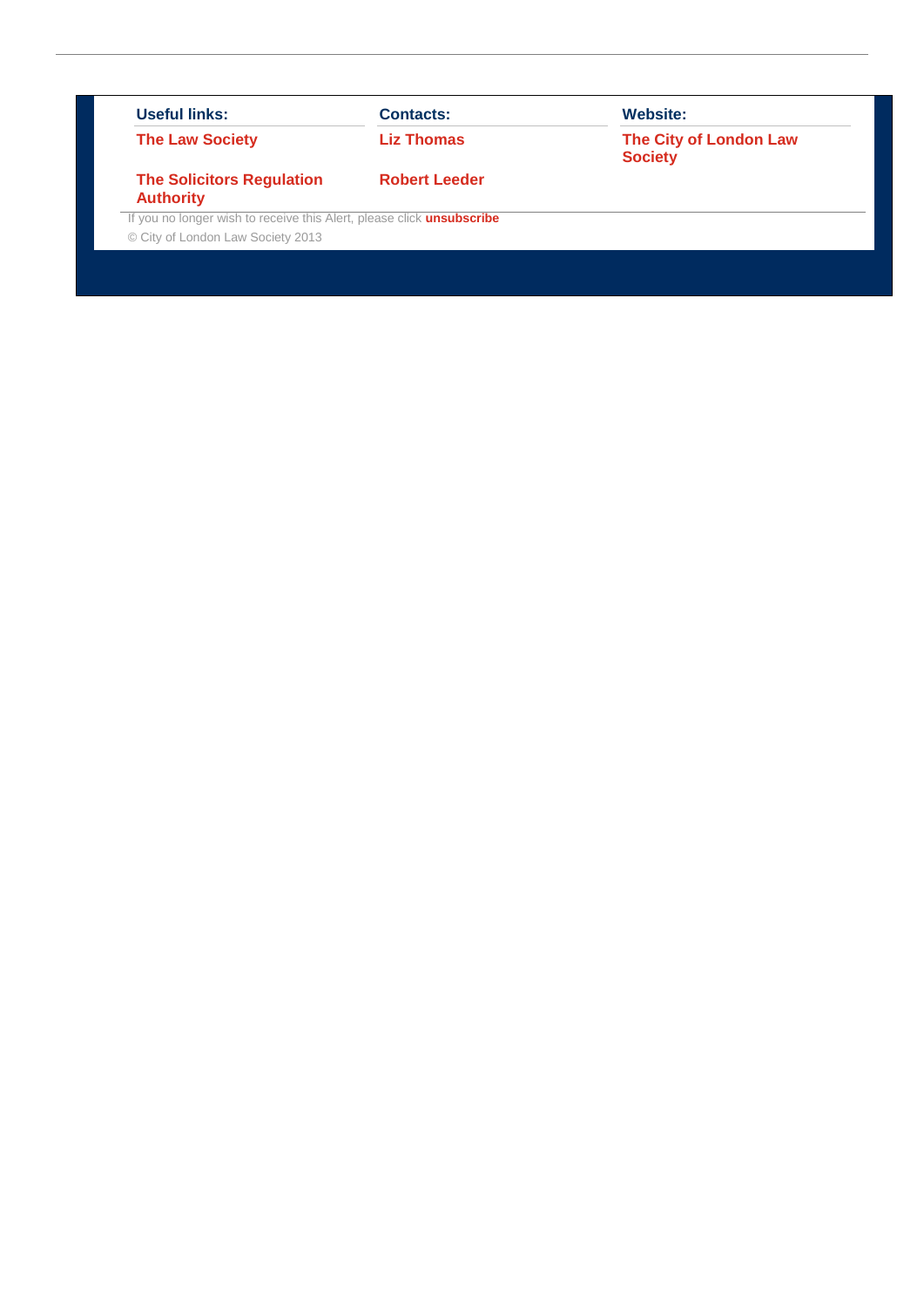| Useful links: | Contacts: | Website: |
|---|---|---|
| **The Law Society** | **Liz Thomas** | **The City of London Law Society** |
| **The Solicitors Regulation Authority** | **Robert Leeder** | |

If you no longer wish to receive this Alert, please click **unsubscribe**

© City of London Law Society 2013